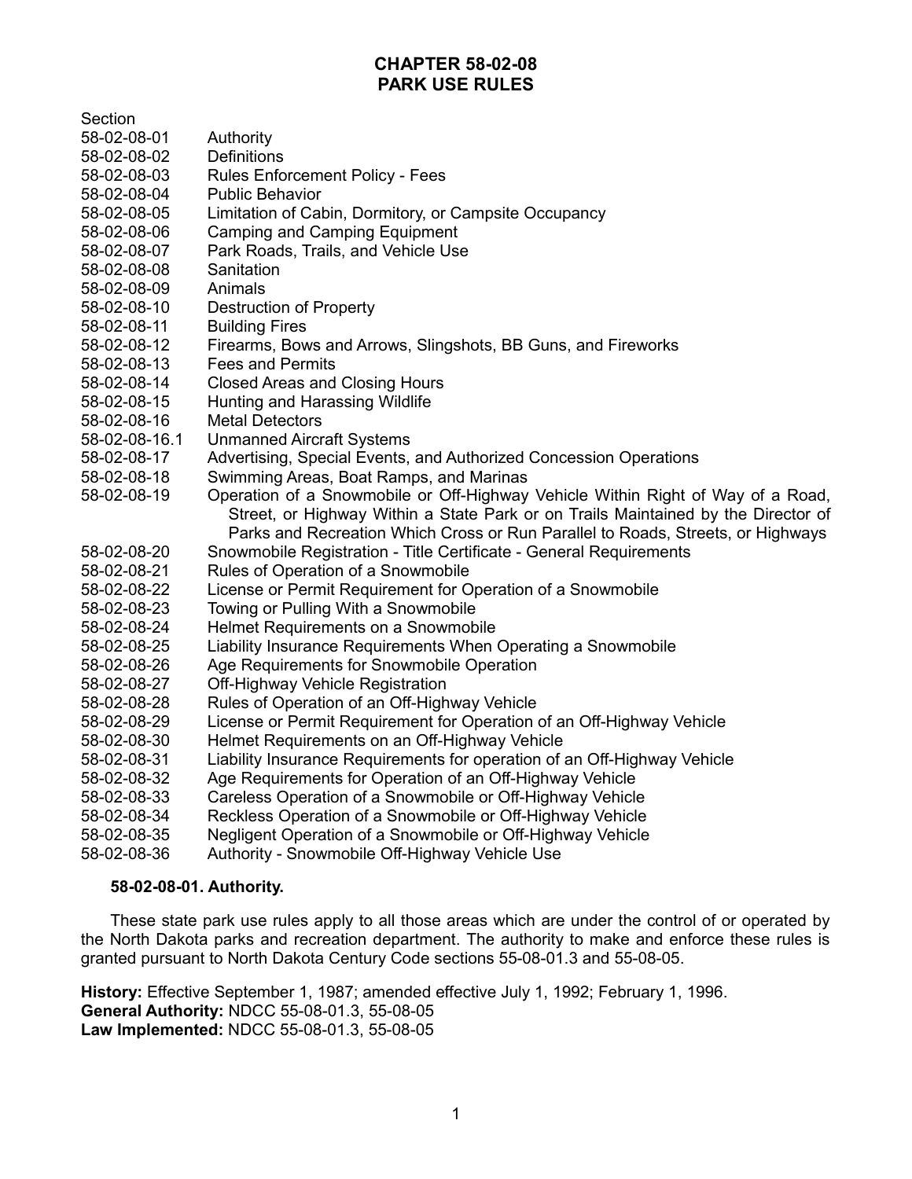# CHAPTER 58-02-08
# PARK USE RULES

| Section | |
|---|---|
| 58-02-08-01 | Authority |
| 58-02-08-02 | Definitions |
| 58-02-08-03 | Rules Enforcement Policy - Fees |
| 58-02-08-04 | Public Behavior |
| 58-02-08-05 | Limitation of Cabin, Dormitory, or Campsite Occupancy |
| 58-02-08-06 | Camping and Camping Equipment |
| 58-02-08-07 | Park Roads, Trails, and Vehicle Use |
| 58-02-08-08 | Sanitation |
| 58-02-08-09 | Animals |
| 58-02-08-10 | Destruction of Property |
| 58-02-08-11 | Building Fires |
| 58-02-08-12 | Firearms, Bows and Arrows, Slingshots, BB Guns, and Fireworks |
| 58-02-08-13 | Fees and Permits |
| 58-02-08-14 | Closed Areas and Closing Hours |
| 58-02-08-15 | Hunting and Harassing Wildlife |
| 58-02-08-16 | Metal Detectors |
| 58-02-08-16.1 | Unmanned Aircraft Systems |
| 58-02-08-17 | Advertising, Special Events, and Authorized Concession Operations |
| 58-02-08-18 | Swimming Areas, Boat Ramps, and Marinas |
| 58-02-08-19 | Operation of a Snowmobile or Off-Highway Vehicle Within Right of Way of a Road, Street, or Highway Within a State Park or on Trails Maintained by the Director of Parks and Recreation Which Cross or Run Parallel to Roads, Streets, or Highways |
| 58-02-08-20 | Snowmobile Registration - Title Certificate - General Requirements |
| 58-02-08-21 | Rules of Operation of a Snowmobile |
| 58-02-08-22 | License or Permit Requirement for Operation of a Snowmobile |
| 58-02-08-23 | Towing or Pulling With a Snowmobile |
| 58-02-08-24 | Helmet Requirements on a Snowmobile |
| 58-02-08-25 | Liability Insurance Requirements When Operating a Snowmobile |
| 58-02-08-26 | Age Requirements for Snowmobile Operation |
| 58-02-08-27 | Off-Highway Vehicle Registration |
| 58-02-08-28 | Rules of Operation of an Off-Highway Vehicle |
| 58-02-08-29 | License or Permit Requirement for Operation of an Off-Highway Vehicle |
| 58-02-08-30 | Helmet Requirements on an Off-Highway Vehicle |
| 58-02-08-31 | Liability Insurance Requirements for operation of an Off-Highway Vehicle |
| 58-02-08-32 | Age Requirements for Operation of an Off-Highway Vehicle |
| 58-02-08-33 | Careless Operation of a Snowmobile or Off-Highway Vehicle |
| 58-02-08-34 | Reckless Operation of a Snowmobile or Off-Highway Vehicle |
| 58-02-08-35 | Negligent Operation of a Snowmobile or Off-Highway Vehicle |
| 58-02-08-36 | Authority - Snowmobile Off-Highway Vehicle Use |

**58-02-08-01. Authority.**

These state park use rules apply to all those areas which are under the control of or operated by the North Dakota parks and recreation department. The authority to make and enforce these rules is granted pursuant to North Dakota Century Code sections 55-08-01.3 and 55-08-05.

**History:** Effective September 1, 1987; amended effective July 1, 1992; February 1, 1996.
**General Authority:** NDCC 55-08-01.3, 55-08-05
**Law Implemented:** NDCC 55-08-01.3, 55-08-05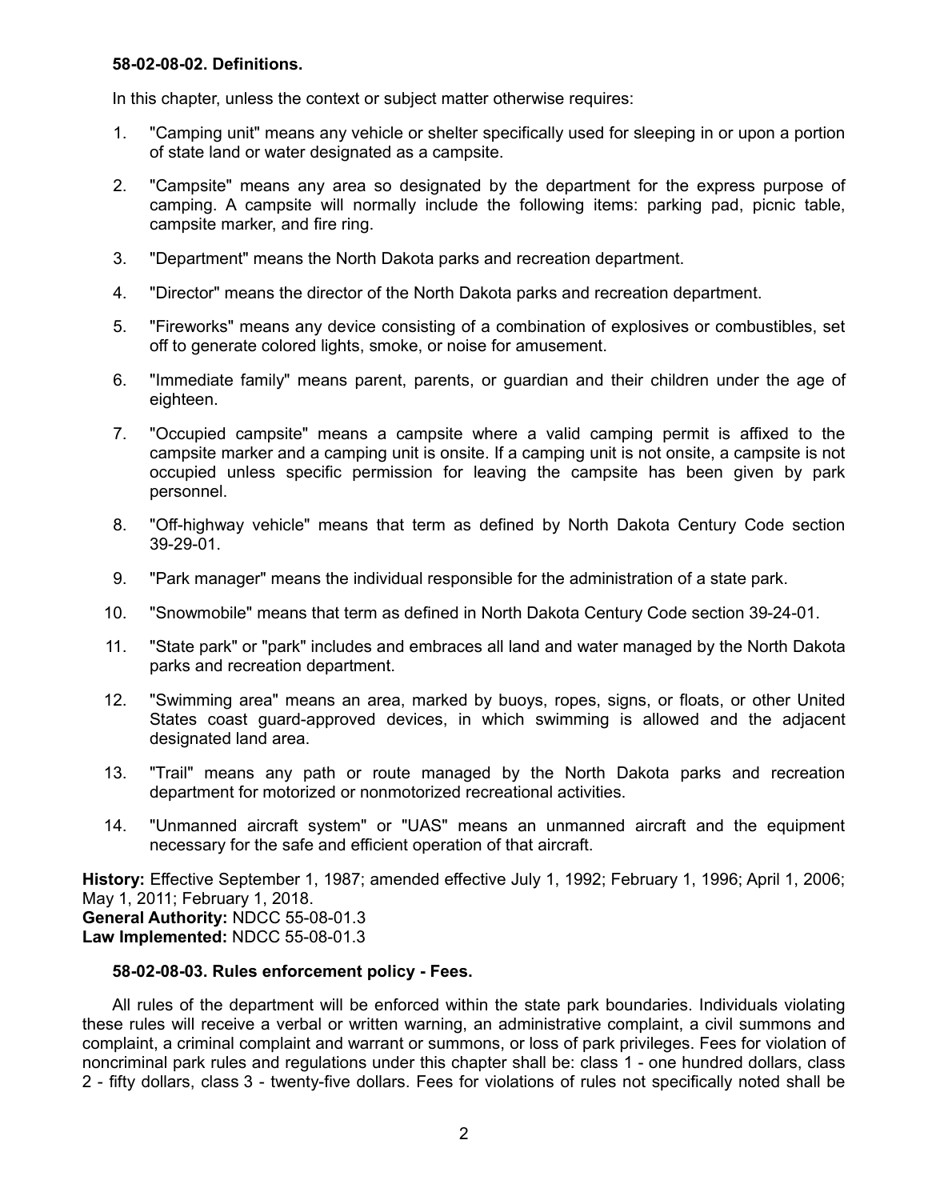**58-02-08-02. Definitions.**

In this chapter, unless the context or subject matter otherwise requires:

1. "Camping unit" means any vehicle or shelter specifically used for sleeping in or upon a portion of state land or water designated as a campsite.
2. "Campsite" means any area so designated by the department for the express purpose of camping. A campsite will normally include the following items: parking pad, picnic table, campsite marker, and fire ring.
3. "Department" means the North Dakota parks and recreation department.
4. "Director" means the director of the North Dakota parks and recreation department.
5. "Fireworks" means any device consisting of a combination of explosives or combustibles, set off to generate colored lights, smoke, or noise for amusement.
6. "Immediate family" means parent, parents, or guardian and their children under the age of eighteen.
7. "Occupied campsite" means a campsite where a valid camping permit is affixed to the campsite marker and a camping unit is onsite. If a camping unit is not onsite, a campsite is not occupied unless specific permission for leaving the campsite has been given by park personnel.
8. "Off-highway vehicle" means that term as defined by North Dakota Century Code section 39-29-01.
9. "Park manager" means the individual responsible for the administration of a state park.
10. "Snowmobile" means that term as defined in North Dakota Century Code section 39-24-01.
11. "State park" or "park" includes and embraces all land and water managed by the North Dakota parks and recreation department.
12. "Swimming area" means an area, marked by buoys, ropes, signs, or floats, or other United States coast guard-approved devices, in which swimming is allowed and the adjacent designated land area.
13. "Trail" means any path or route managed by the North Dakota parks and recreation department for motorized or nonmotorized recreational activities.
14. "Unmanned aircraft system" or "UAS" means an unmanned aircraft and the equipment necessary for the safe and efficient operation of that aircraft.

**History:** Effective September 1, 1987; amended effective July 1, 1992; February 1, 1996; April 1, 2006; May 1, 2011; February 1, 2018.
**General Authority:** NDCC 55-08-01.3
**Law Implemented:** NDCC 55-08-01.3

**58-02-08-03. Rules enforcement policy - Fees.**

All rules of the department will be enforced within the state park boundaries. Individuals violating these rules will receive a verbal or written warning, an administrative complaint, a civil summons and complaint, a criminal complaint and warrant or summons, or loss of park privileges. Fees for violation of noncriminal park rules and regulations under this chapter shall be: class 1 - one hundred dollars, class 2 - fifty dollars, class 3 - twenty-five dollars. Fees for violations of rules not specifically noted shall be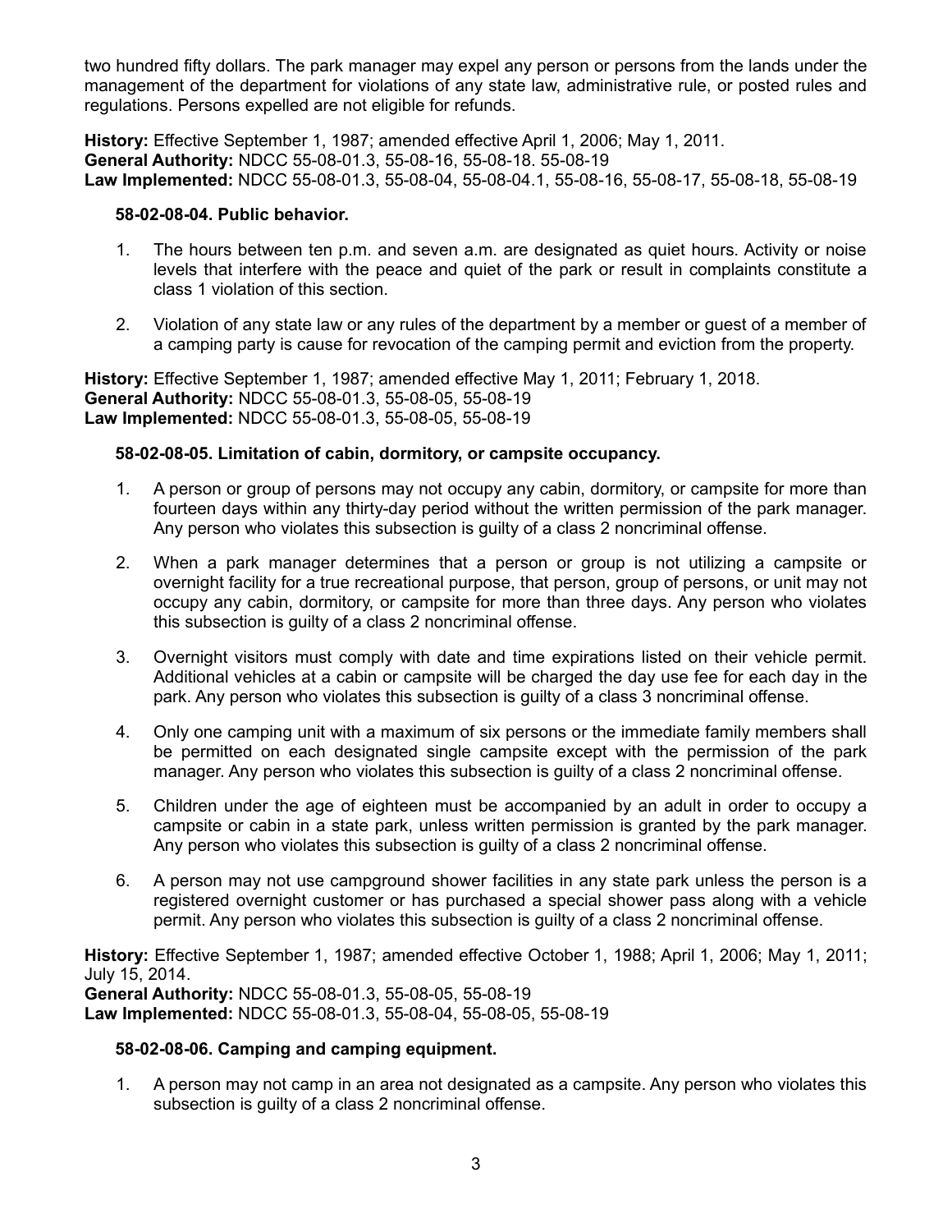two hundred fifty dollars. The park manager may expel any person or persons from the lands under the management of the department for violations of any state law, administrative rule, or posted rules and regulations. Persons expelled are not eligible for refunds.

**History:** Effective September 1, 1987; amended effective April 1, 2006; May 1, 2011.
**General Authority:** NDCC 55-08-01.3, 55-08-16, 55-08-18. 55-08-19
**Law Implemented:** NDCC 55-08-01.3, 55-08-04, 55-08-04.1, 55-08-16, 55-08-17, 55-08-18, 55-08-19

**58-02-08-04. Public behavior.**

1. The hours between ten p.m. and seven a.m. are designated as quiet hours. Activity or noise levels that interfere with the peace and quiet of the park or result in complaints constitute a class 1 violation of this section.

2. Violation of any state law or any rules of the department by a member or guest of a member of a camping party is cause for revocation of the camping permit and eviction from the property.

**History:** Effective September 1, 1987; amended effective May 1, 2011; February 1, 2018.
**General Authority:** NDCC 55-08-01.3, 55-08-05, 55-08-19
**Law Implemented:** NDCC 55-08-01.3, 55-08-05, 55-08-19

**58-02-08-05. Limitation of cabin, dormitory, or campsite occupancy.**

1. A person or group of persons may not occupy any cabin, dormitory, or campsite for more than fourteen days within any thirty-day period without the written permission of the park manager. Any person who violates this subsection is guilty of a class 2 noncriminal offense.

2. When a park manager determines that a person or group is not utilizing a campsite or overnight facility for a true recreational purpose, that person, group of persons, or unit may not occupy any cabin, dormitory, or campsite for more than three days. Any person who violates this subsection is guilty of a class 2 noncriminal offense.

3. Overnight visitors must comply with date and time expirations listed on their vehicle permit. Additional vehicles at a cabin or campsite will be charged the day use fee for each day in the park. Any person who violates this subsection is guilty of a class 3 noncriminal offense.

4. Only one camping unit with a maximum of six persons or the immediate family members shall be permitted on each designated single campsite except with the permission of the park manager. Any person who violates this subsection is guilty of a class 2 noncriminal offense.

5. Children under the age of eighteen must be accompanied by an adult in order to occupy a campsite or cabin in a state park, unless written permission is granted by the park manager. Any person who violates this subsection is guilty of a class 2 noncriminal offense.

6. A person may not use campground shower facilities in any state park unless the person is a registered overnight customer or has purchased a special shower pass along with a vehicle permit. Any person who violates this subsection is guilty of a class 2 noncriminal offense.

**History:** Effective September 1, 1987; amended effective October 1, 1988; April 1, 2006; May 1, 2011; July 15, 2014.
**General Authority:** NDCC 55-08-01.3, 55-08-05, 55-08-19
**Law Implemented:** NDCC 55-08-01.3, 55-08-04, 55-08-05, 55-08-19

**58-02-08-06. Camping and camping equipment.**

1. A person may not camp in an area not designated as a campsite. Any person who violates this subsection is guilty of a class 2 noncriminal offense.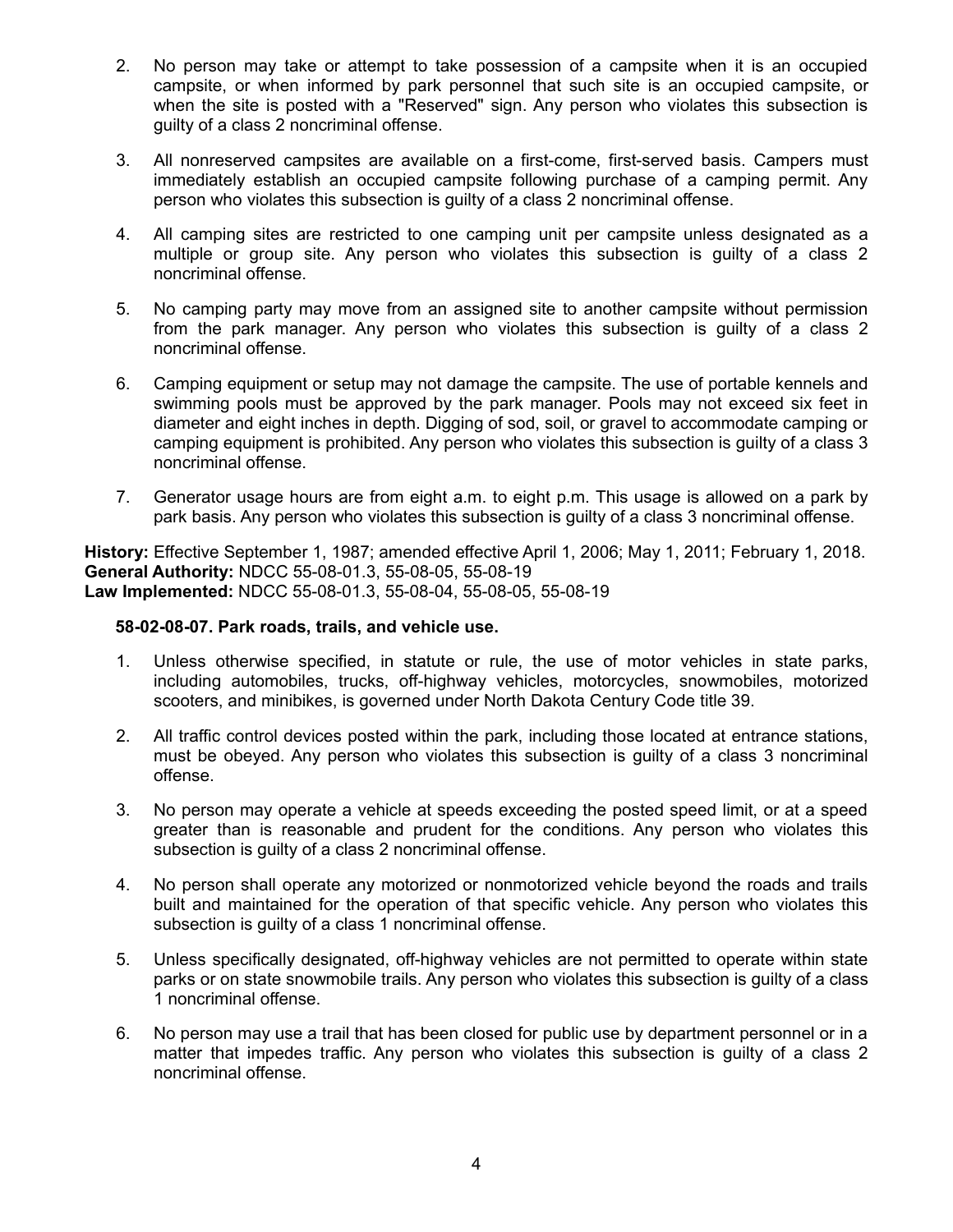2. No person may take or attempt to take possession of a campsite when it is an occupied campsite, or when informed by park personnel that such site is an occupied campsite, or when the site is posted with a "Reserved" sign. Any person who violates this subsection is guilty of a class 2 noncriminal offense.

3. All nonreserved campsites are available on a first-come, first-served basis. Campers must immediately establish an occupied campsite following purchase of a camping permit. Any person who violates this subsection is guilty of a class 2 noncriminal offense.

4. All camping sites are restricted to one camping unit per campsite unless designated as a multiple or group site. Any person who violates this subsection is guilty of a class 2 noncriminal offense.

5. No camping party may move from an assigned site to another campsite without permission from the park manager. Any person who violates this subsection is guilty of a class 2 noncriminal offense.

6. Camping equipment or setup may not damage the campsite. The use of portable kennels and swimming pools must be approved by the park manager. Pools may not exceed six feet in diameter and eight inches in depth. Digging of sod, soil, or gravel to accommodate camping or camping equipment is prohibited. Any person who violates this subsection is guilty of a class 3 noncriminal offense.

7. Generator usage hours are from eight a.m. to eight p.m. This usage is allowed on a park by park basis. Any person who violates this subsection is guilty of a class 3 noncriminal offense.

**History:** Effective September 1, 1987; amended effective April 1, 2006; May 1, 2011; February 1, 2018.
**General Authority:** NDCC 55-08-01.3, 55-08-05, 55-08-19
**Law Implemented:** NDCC 55-08-01.3, 55-08-04, 55-08-05, 55-08-19

**58-02-08-07. Park roads, trails, and vehicle use.**

1. Unless otherwise specified, in statute or rule, the use of motor vehicles in state parks, including automobiles, trucks, off-highway vehicles, motorcycles, snowmobiles, motorized scooters, and minibikes, is governed under North Dakota Century Code title 39.

2. All traffic control devices posted within the park, including those located at entrance stations, must be obeyed. Any person who violates this subsection is guilty of a class 3 noncriminal offense.

3. No person may operate a vehicle at speeds exceeding the posted speed limit, or at a speed greater than is reasonable and prudent for the conditions. Any person who violates this subsection is guilty of a class 2 noncriminal offense.

4. No person shall operate any motorized or nonmotorized vehicle beyond the roads and trails built and maintained for the operation of that specific vehicle. Any person who violates this subsection is guilty of a class 1 noncriminal offense.

5. Unless specifically designated, off-highway vehicles are not permitted to operate within state parks or on state snowmobile trails. Any person who violates this subsection is guilty of a class 1 noncriminal offense.

6. No person may use a trail that has been closed for public use by department personnel or in a matter that impedes traffic. Any person who violates this subsection is guilty of a class 2 noncriminal offense.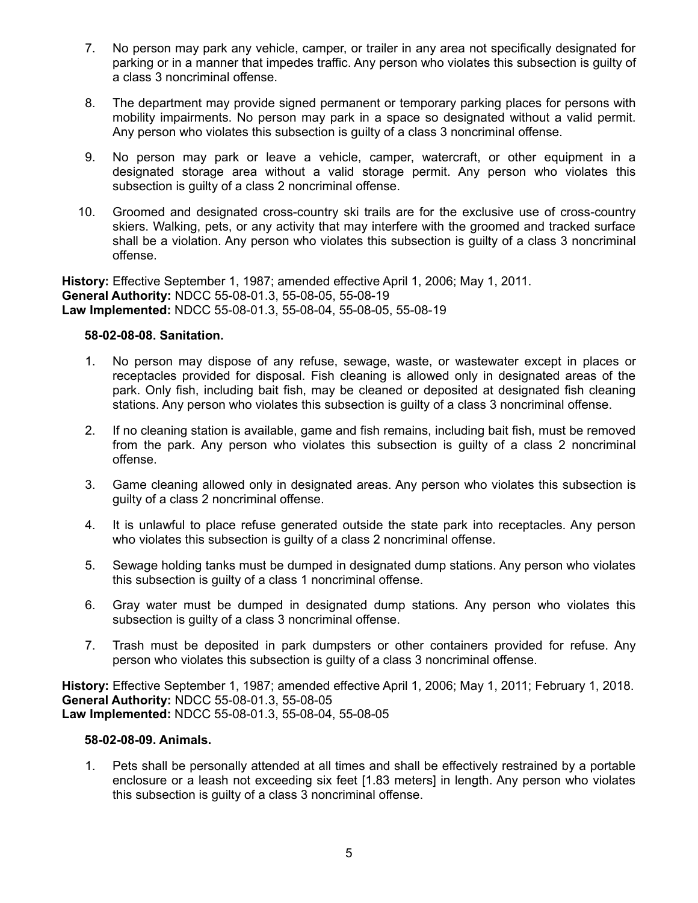7. No person may park any vehicle, camper, or trailer in any area not specifically designated for parking or in a manner that impedes traffic. Any person who violates this subsection is guilty of a class 3 noncriminal offense.

8. The department may provide signed permanent or temporary parking places for persons with mobility impairments. No person may park in a space so designated without a valid permit. Any person who violates this subsection is guilty of a class 3 noncriminal offense.

9. No person may park or leave a vehicle, camper, watercraft, or other equipment in a designated storage area without a valid storage permit. Any person who violates this subsection is guilty of a class 2 noncriminal offense.

10. Groomed and designated cross-country ski trails are for the exclusive use of cross-country skiers. Walking, pets, or any activity that may interfere with the groomed and tracked surface shall be a violation. Any person who violates this subsection is guilty of a class 3 noncriminal offense.

**History:** Effective September 1, 1987; amended effective April 1, 2006; May 1, 2011.
**General Authority:** NDCC 55-08-01.3, 55-08-05, 55-08-19
**Law Implemented:** NDCC 55-08-01.3, 55-08-04, 55-08-05, 55-08-19

**58-02-08-08. Sanitation.**

1. No person may dispose of any refuse, sewage, waste, or wastewater except in places or receptacles provided for disposal. Fish cleaning is allowed only in designated areas of the park. Only fish, including bait fish, may be cleaned or deposited at designated fish cleaning stations. Any person who violates this subsection is guilty of a class 3 noncriminal offense.

2. If no cleaning station is available, game and fish remains, including bait fish, must be removed from the park. Any person who violates this subsection is guilty of a class 2 noncriminal offense.

3. Game cleaning allowed only in designated areas. Any person who violates this subsection is guilty of a class 2 noncriminal offense.

4. It is unlawful to place refuse generated outside the state park into receptacles. Any person who violates this subsection is guilty of a class 2 noncriminal offense.

5. Sewage holding tanks must be dumped in designated dump stations. Any person who violates this subsection is guilty of a class 1 noncriminal offense.

6. Gray water must be dumped in designated dump stations. Any person who violates this subsection is guilty of a class 3 noncriminal offense.

7. Trash must be deposited in park dumpsters or other containers provided for refuse. Any person who violates this subsection is guilty of a class 3 noncriminal offense.

**History:** Effective September 1, 1987; amended effective April 1, 2006; May 1, 2011; February 1, 2018.
**General Authority:** NDCC 55-08-01.3, 55-08-05
**Law Implemented:** NDCC 55-08-01.3, 55-08-04, 55-08-05

**58-02-08-09. Animals.**

1. Pets shall be personally attended at all times and shall be effectively restrained by a portable enclosure or a leash not exceeding six feet [1.83 meters] in length. Any person who violates this subsection is guilty of a class 3 noncriminal offense.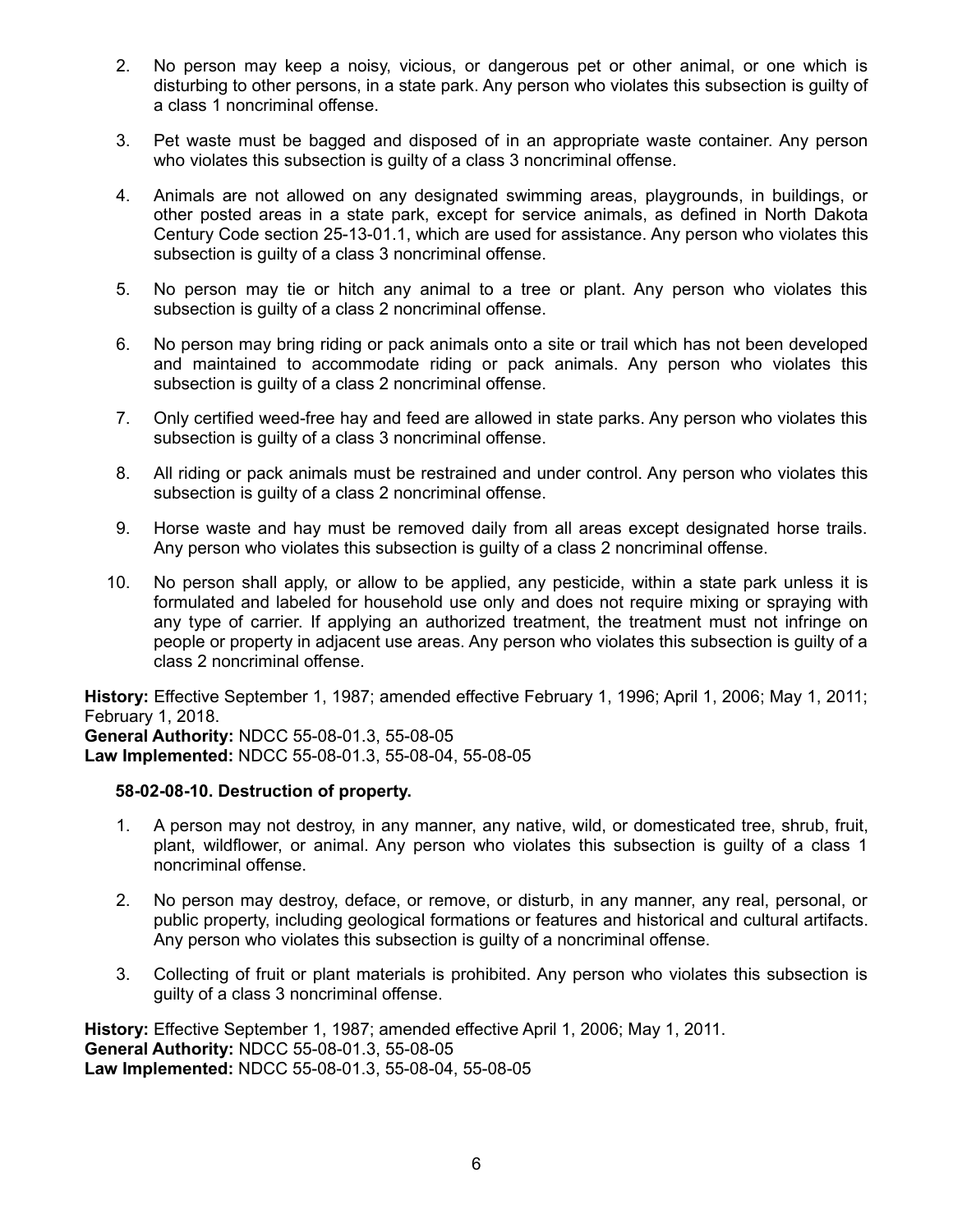2. No person may keep a noisy, vicious, or dangerous pet or other animal, or one which is disturbing to other persons, in a state park. Any person who violates this subsection is guilty of a class 1 noncriminal offense.

3. Pet waste must be bagged and disposed of in an appropriate waste container. Any person who violates this subsection is guilty of a class 3 noncriminal offense.

4. Animals are not allowed on any designated swimming areas, playgrounds, in buildings, or other posted areas in a state park, except for service animals, as defined in North Dakota Century Code section 25-13-01.1, which are used for assistance. Any person who violates this subsection is guilty of a class 3 noncriminal offense.

5. No person may tie or hitch any animal to a tree or plant. Any person who violates this subsection is guilty of a class 2 noncriminal offense.

6. No person may bring riding or pack animals onto a site or trail which has not been developed and maintained to accommodate riding or pack animals. Any person who violates this subsection is guilty of a class 2 noncriminal offense.

7. Only certified weed-free hay and feed are allowed in state parks. Any person who violates this subsection is guilty of a class 3 noncriminal offense.

8. All riding or pack animals must be restrained and under control. Any person who violates this subsection is guilty of a class 2 noncriminal offense.

9. Horse waste and hay must be removed daily from all areas except designated horse trails. Any person who violates this subsection is guilty of a class 2 noncriminal offense.

10. No person shall apply, or allow to be applied, any pesticide, within a state park unless it is formulated and labeled for household use only and does not require mixing or spraying with any type of carrier. If applying an authorized treatment, the treatment must not infringe on people or property in adjacent use areas. Any person who violates this subsection is guilty of a class 2 noncriminal offense.

**History:** Effective September 1, 1987; amended effective February 1, 1996; April 1, 2006; May 1, 2011; February 1, 2018.
**General Authority:** NDCC 55-08-01.3, 55-08-05
**Law Implemented:** NDCC 55-08-01.3, 55-08-04, 55-08-05

**58-02-08-10. Destruction of property.**

1. A person may not destroy, in any manner, any native, wild, or domesticated tree, shrub, fruit, plant, wildflower, or animal. Any person who violates this subsection is guilty of a class 1 noncriminal offense.

2. No person may destroy, deface, or remove, or disturb, in any manner, any real, personal, or public property, including geological formations or features and historical and cultural artifacts. Any person who violates this subsection is guilty of a noncriminal offense.

3. Collecting of fruit or plant materials is prohibited. Any person who violates this subsection is guilty of a class 3 noncriminal offense.

**History:** Effective September 1, 1987; amended effective April 1, 2006; May 1, 2011.
**General Authority:** NDCC 55-08-01.3, 55-08-05
**Law Implemented:** NDCC 55-08-01.3, 55-08-04, 55-08-05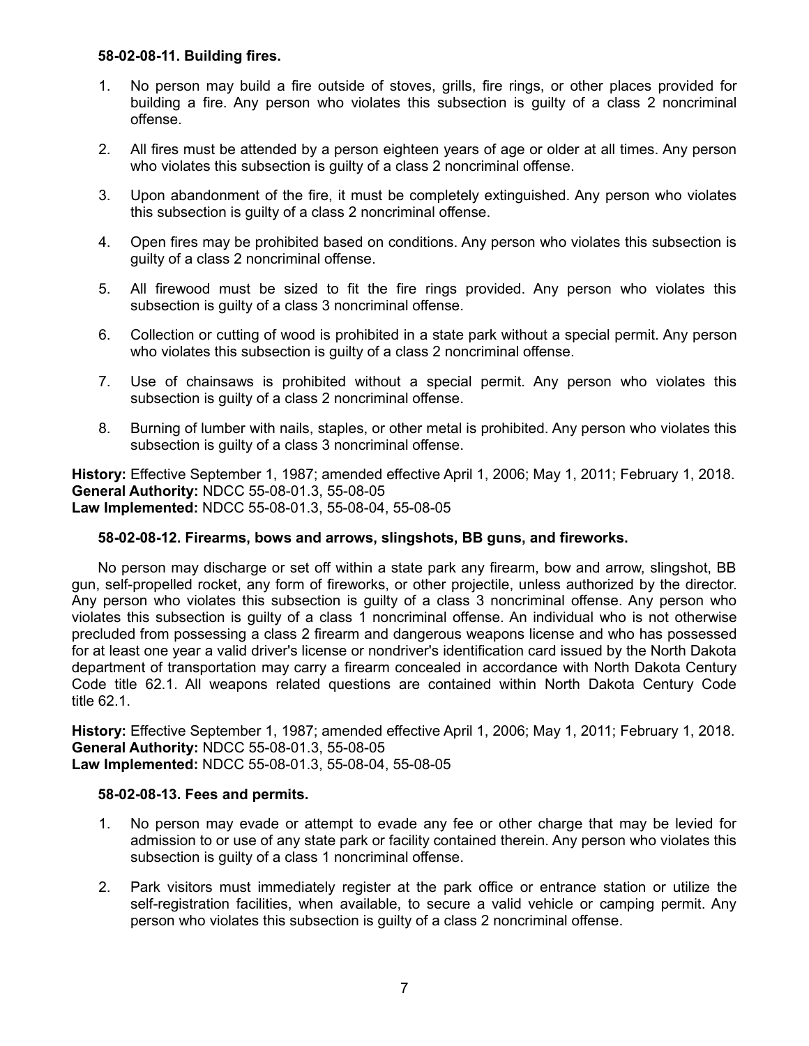**58-02-08-11. Building fires.**

1. No person may build a fire outside of stoves, grills, fire rings, or other places provided for building a fire. Any person who violates this subsection is guilty of a class 2 noncriminal offense.

2. All fires must be attended by a person eighteen years of age or older at all times. Any person who violates this subsection is guilty of a class 2 noncriminal offense.

3. Upon abandonment of the fire, it must be completely extinguished. Any person who violates this subsection is guilty of a class 2 noncriminal offense.

4. Open fires may be prohibited based on conditions. Any person who violates this subsection is guilty of a class 2 noncriminal offense.

5. All firewood must be sized to fit the fire rings provided. Any person who violates this subsection is guilty of a class 3 noncriminal offense.

6. Collection or cutting of wood is prohibited in a state park without a special permit. Any person who violates this subsection is guilty of a class 2 noncriminal offense.

7. Use of chainsaws is prohibited without a special permit. Any person who violates this subsection is guilty of a class 2 noncriminal offense.

8. Burning of lumber with nails, staples, or other metal is prohibited. Any person who violates this subsection is guilty of a class 3 noncriminal offense.

**History:** Effective September 1, 1987; amended effective April 1, 2006; May 1, 2011; February 1, 2018.
**General Authority:** NDCC 55-08-01.3, 55-08-05
**Law Implemented:** NDCC 55-08-01.3, 55-08-04, 55-08-05

**58-02-08-12. Firearms, bows and arrows, slingshots, BB guns, and fireworks.**

No person may discharge or set off within a state park any firearm, bow and arrow, slingshot, BB gun, self-propelled rocket, any form of fireworks, or other projectile, unless authorized by the director. Any person who violates this subsection is guilty of a class 3 noncriminal offense. Any person who violates this subsection is guilty of a class 1 noncriminal offense. An individual who is not otherwise precluded from possessing a class 2 firearm and dangerous weapons license and who has possessed for at least one year a valid driver's license or nondriver's identification card issued by the North Dakota department of transportation may carry a firearm concealed in accordance with North Dakota Century Code title 62.1. All weapons related questions are contained within North Dakota Century Code title 62.1.

**History:** Effective September 1, 1987; amended effective April 1, 2006; May 1, 2011; February 1, 2018.
**General Authority:** NDCC 55-08-01.3, 55-08-05
**Law Implemented:** NDCC 55-08-01.3, 55-08-04, 55-08-05

**58-02-08-13. Fees and permits.**

1. No person may evade or attempt to evade any fee or other charge that may be levied for admission to or use of any state park or facility contained therein. Any person who violates this subsection is guilty of a class 1 noncriminal offense.

2. Park visitors must immediately register at the park office or entrance station or utilize the self-registration facilities, when available, to secure a valid vehicle or camping permit. Any person who violates this subsection is guilty of a class 2 noncriminal offense.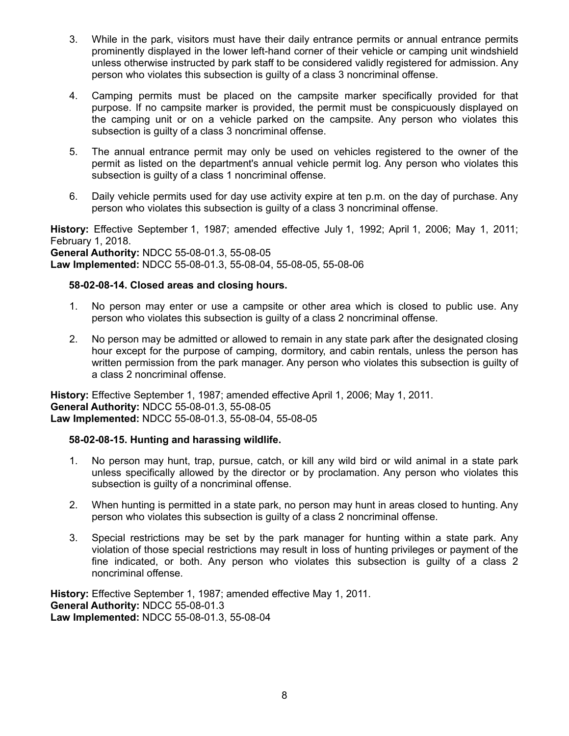3. While in the park, visitors must have their daily entrance permits or annual entrance permits prominently displayed in the lower left-hand corner of their vehicle or camping unit windshield unless otherwise instructed by park staff to be considered validly registered for admission. Any person who violates this subsection is guilty of a class 3 noncriminal offense.

4. Camping permits must be placed on the campsite marker specifically provided for that purpose. If no campsite marker is provided, the permit must be conspicuously displayed on the camping unit or on a vehicle parked on the campsite. Any person who violates this subsection is guilty of a class 3 noncriminal offense.

5. The annual entrance permit may only be used on vehicles registered to the owner of the permit as listed on the department's annual vehicle permit log. Any person who violates this subsection is guilty of a class 1 noncriminal offense.

6. Daily vehicle permits used for day use activity expire at ten p.m. on the day of purchase. Any person who violates this subsection is guilty of a class 3 noncriminal offense.

**History:** Effective September 1, 1987; amended effective July 1, 1992; April 1, 2006; May 1, 2011; February 1, 2018.
**General Authority:** NDCC 55-08-01.3, 55-08-05
**Law Implemented:** NDCC 55-08-01.3, 55-08-04, 55-08-05, 55-08-06

**58-02-08-14. Closed areas and closing hours.**

1. No person may enter or use a campsite or other area which is closed to public use. Any person who violates this subsection is guilty of a class 2 noncriminal offense.

2. No person may be admitted or allowed to remain in any state park after the designated closing hour except for the purpose of camping, dormitory, and cabin rentals, unless the person has written permission from the park manager. Any person who violates this subsection is guilty of a class 2 noncriminal offense.

**History:** Effective September 1, 1987; amended effective April 1, 2006; May 1, 2011.
**General Authority:** NDCC 55-08-01.3, 55-08-05
**Law Implemented:** NDCC 55-08-01.3, 55-08-04, 55-08-05

**58-02-08-15. Hunting and harassing wildlife.**

1. No person may hunt, trap, pursue, catch, or kill any wild bird or wild animal in a state park unless specifically allowed by the director or by proclamation. Any person who violates this subsection is guilty of a noncriminal offense.

2. When hunting is permitted in a state park, no person may hunt in areas closed to hunting. Any person who violates this subsection is guilty of a class 2 noncriminal offense.

3. Special restrictions may be set by the park manager for hunting within a state park. Any violation of those special restrictions may result in loss of hunting privileges or payment of the fine indicated, or both. Any person who violates this subsection is guilty of a class 2 noncriminal offense.

**History:** Effective September 1, 1987; amended effective May 1, 2011.
**General Authority:** NDCC 55-08-01.3
**Law Implemented:** NDCC 55-08-01.3, 55-08-04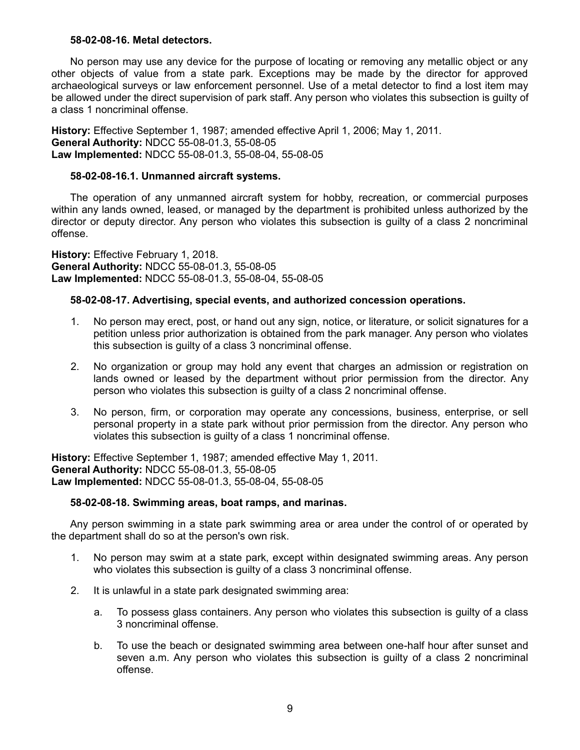**58-02-08-16. Metal detectors.**

No person may use any device for the purpose of locating or removing any metallic object or any other objects of value from a state park. Exceptions may be made by the director for approved archaeological surveys or law enforcement personnel. Use of a metal detector to find a lost item may be allowed under the direct supervision of park staff. Any person who violates this subsection is guilty of a class 1 noncriminal offense.

**History:** Effective September 1, 1987; amended effective April 1, 2006; May 1, 2011.
**General Authority:** NDCC 55-08-01.3, 55-08-05
**Law Implemented:** NDCC 55-08-01.3, 55-08-04, 55-08-05

**58-02-08-16.1. Unmanned aircraft systems.**

The operation of any unmanned aircraft system for hobby, recreation, or commercial purposes within any lands owned, leased, or managed by the department is prohibited unless authorized by the director or deputy director. Any person who violates this subsection is guilty of a class 2 noncriminal offense.

**History:** Effective February 1, 2018.
**General Authority:** NDCC 55-08-01.3, 55-08-05
**Law Implemented:** NDCC 55-08-01.3, 55-08-04, 55-08-05

**58-02-08-17. Advertising, special events, and authorized concession operations.**

1. No person may erect, post, or hand out any sign, notice, or literature, or solicit signatures for a petition unless prior authorization is obtained from the park manager. Any person who violates this subsection is guilty of a class 3 noncriminal offense.

2. No organization or group may hold any event that charges an admission or registration on lands owned or leased by the department without prior permission from the director. Any person who violates this subsection is guilty of a class 2 noncriminal offense.

3. No person, firm, or corporation may operate any concessions, business, enterprise, or sell personal property in a state park without prior permission from the director. Any person who violates this subsection is guilty of a class 1 noncriminal offense.

**History:** Effective September 1, 1987; amended effective May 1, 2011.
**General Authority:** NDCC 55-08-01.3, 55-08-05
**Law Implemented:** NDCC 55-08-01.3, 55-08-04, 55-08-05

**58-02-08-18. Swimming areas, boat ramps, and marinas.**

Any person swimming in a state park swimming area or area under the control of or operated by the department shall do so at the person's own risk.

1. No person may swim at a state park, except within designated swimming areas. Any person who violates this subsection is guilty of a class 3 noncriminal offense.

2. It is unlawful in a state park designated swimming area:

   a. To possess glass containers. Any person who violates this subsection is guilty of a class 3 noncriminal offense.

   b. To use the beach or designated swimming area between one-half hour after sunset and seven a.m. Any person who violates this subsection is guilty of a class 2 noncriminal offense.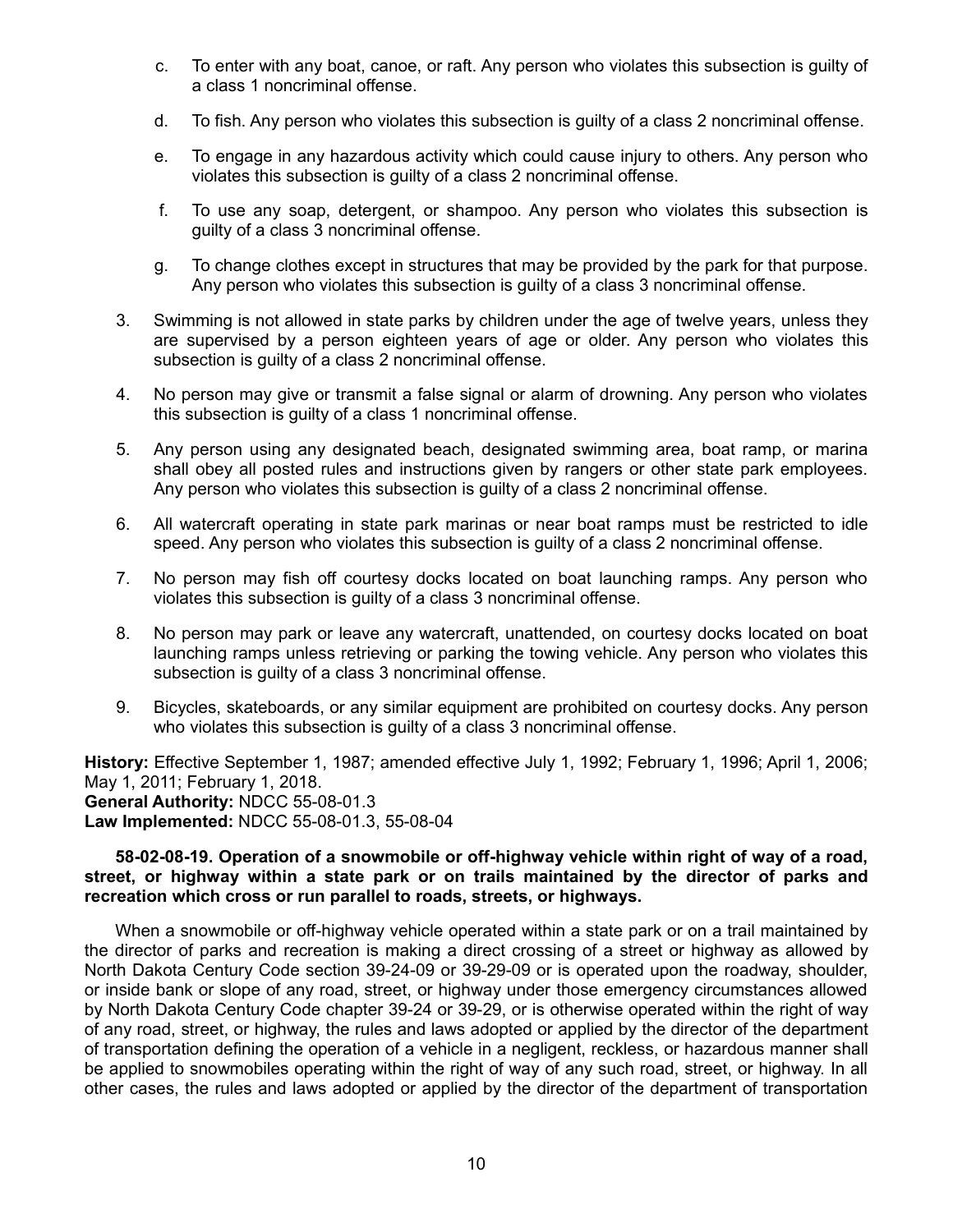c. To enter with any boat, canoe, or raft. Any person who violates this subsection is guilty of a class 1 noncriminal offense.

   d. To fish. Any person who violates this subsection is guilty of a class 2 noncriminal offense.

   e. To engage in any hazardous activity which could cause injury to others. Any person who violates this subsection is guilty of a class 2 noncriminal offense.

   f. To use any soap, detergent, or shampoo. Any person who violates this subsection is guilty of a class 3 noncriminal offense.

   g. To change clothes except in structures that may be provided by the park for that purpose. Any person who violates this subsection is guilty of a class 3 noncriminal offense.

3. Swimming is not allowed in state parks by children under the age of twelve years, unless they are supervised by a person eighteen years of age or older. Any person who violates this subsection is guilty of a class 2 noncriminal offense.

4. No person may give or transmit a false signal or alarm of drowning. Any person who violates this subsection is guilty of a class 1 noncriminal offense.

5. Any person using any designated beach, designated swimming area, boat ramp, or marina shall obey all posted rules and instructions given by rangers or other state park employees. Any person who violates this subsection is guilty of a class 2 noncriminal offense.

6. All watercraft operating in state park marinas or near boat ramps must be restricted to idle speed. Any person who violates this subsection is guilty of a class 2 noncriminal offense.

7. No person may fish off courtesy docks located on boat launching ramps. Any person who violates this subsection is guilty of a class 3 noncriminal offense.

8. No person may park or leave any watercraft, unattended, on courtesy docks located on boat launching ramps unless retrieving or parking the towing vehicle. Any person who violates this subsection is guilty of a class 3 noncriminal offense.

9. Bicycles, skateboards, or any similar equipment are prohibited on courtesy docks. Any person who violates this subsection is guilty of a class 3 noncriminal offense.

**History:** Effective September 1, 1987; amended effective July 1, 1992; February 1, 1996; April 1, 2006; May 1, 2011; February 1, 2018.
**General Authority:** NDCC 55-08-01.3
**Law Implemented:** NDCC 55-08-01.3, 55-08-04

**58-02-08-19. Operation of a snowmobile or off-highway vehicle within right of way of a road, street, or highway within a state park or on trails maintained by the director of parks and recreation which cross or run parallel to roads, streets, or highways.**

When a snowmobile or off-highway vehicle operated within a state park or on a trail maintained by the director of parks and recreation is making a direct crossing of a street or highway as allowed by North Dakota Century Code section 39-24-09 or 39-29-09 or is operated upon the roadway, shoulder, or inside bank or slope of any road, street, or highway under those emergency circumstances allowed by North Dakota Century Code chapter 39-24 or 39-29, or is otherwise operated within the right of way of any road, street, or highway, the rules and laws adopted or applied by the director of the department of transportation defining the operation of a vehicle in a negligent, reckless, or hazardous manner shall be applied to snowmobiles operating within the right of way of any such road, street, or highway. In all other cases, the rules and laws adopted or applied by the director of the department of transportation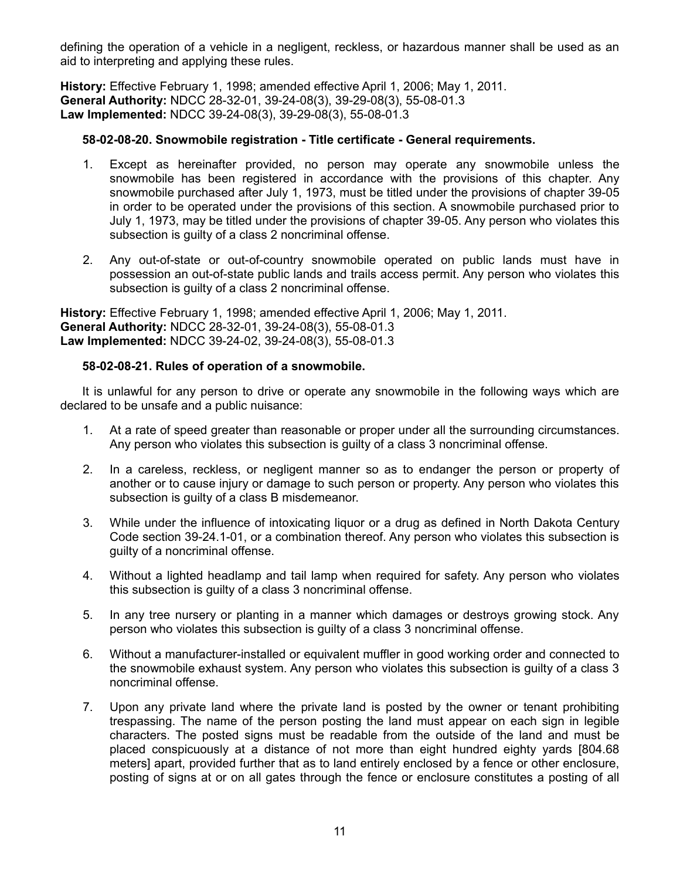defining the operation of a vehicle in a negligent, reckless, or hazardous manner shall be used as an aid to interpreting and applying these rules.

**History:** Effective February 1, 1998; amended effective April 1, 2006; May 1, 2011.
**General Authority:** NDCC 28-32-01, 39-24-08(3), 39-29-08(3), 55-08-01.3
**Law Implemented:** NDCC 39-24-08(3), 39-29-08(3), 55-08-01.3

**58-02-08-20. Snowmobile registration - Title certificate - General requirements.**

1. Except as hereinafter provided, no person may operate any snowmobile unless the snowmobile has been registered in accordance with the provisions of this chapter. Any snowmobile purchased after July 1, 1973, must be titled under the provisions of chapter 39-05 in order to be operated under the provisions of this section. A snowmobile purchased prior to July 1, 1973, may be titled under the provisions of chapter 39-05. Any person who violates this subsection is guilty of a class 2 noncriminal offense.

2. Any out-of-state or out-of-country snowmobile operated on public lands must have in possession an out-of-state public lands and trails access permit. Any person who violates this subsection is guilty of a class 2 noncriminal offense.

**History:** Effective February 1, 1998; amended effective April 1, 2006; May 1, 2011.
**General Authority:** NDCC 28-32-01, 39-24-08(3), 55-08-01.3
**Law Implemented:** NDCC 39-24-02, 39-24-08(3), 55-08-01.3

**58-02-08-21. Rules of operation of a snowmobile.**

It is unlawful for any person to drive or operate any snowmobile in the following ways which are declared to be unsafe and a public nuisance:

1. At a rate of speed greater than reasonable or proper under all the surrounding circumstances. Any person who violates this subsection is guilty of a class 3 noncriminal offense.

2. In a careless, reckless, or negligent manner so as to endanger the person or property of another or to cause injury or damage to such person or property. Any person who violates this subsection is guilty of a class B misdemeanor.

3. While under the influence of intoxicating liquor or a drug as defined in North Dakota Century Code section 39-24.1-01, or a combination thereof. Any person who violates this subsection is guilty of a noncriminal offense.

4. Without a lighted headlamp and tail lamp when required for safety. Any person who violates this subsection is guilty of a class 3 noncriminal offense.

5. In any tree nursery or planting in a manner which damages or destroys growing stock. Any person who violates this subsection is guilty of a class 3 noncriminal offense.

6. Without a manufacturer-installed or equivalent muffler in good working order and connected to the snowmobile exhaust system. Any person who violates this subsection is guilty of a class 3 noncriminal offense.

7. Upon any private land where the private land is posted by the owner or tenant prohibiting trespassing. The name of the person posting the land must appear on each sign in legible characters. The posted signs must be readable from the outside of the land and must be placed conspicuously at a distance of not more than eight hundred eighty yards [804.68 meters] apart, provided further that as to land entirely enclosed by a fence or other enclosure, posting of signs at or on all gates through the fence or enclosure constitutes a posting of all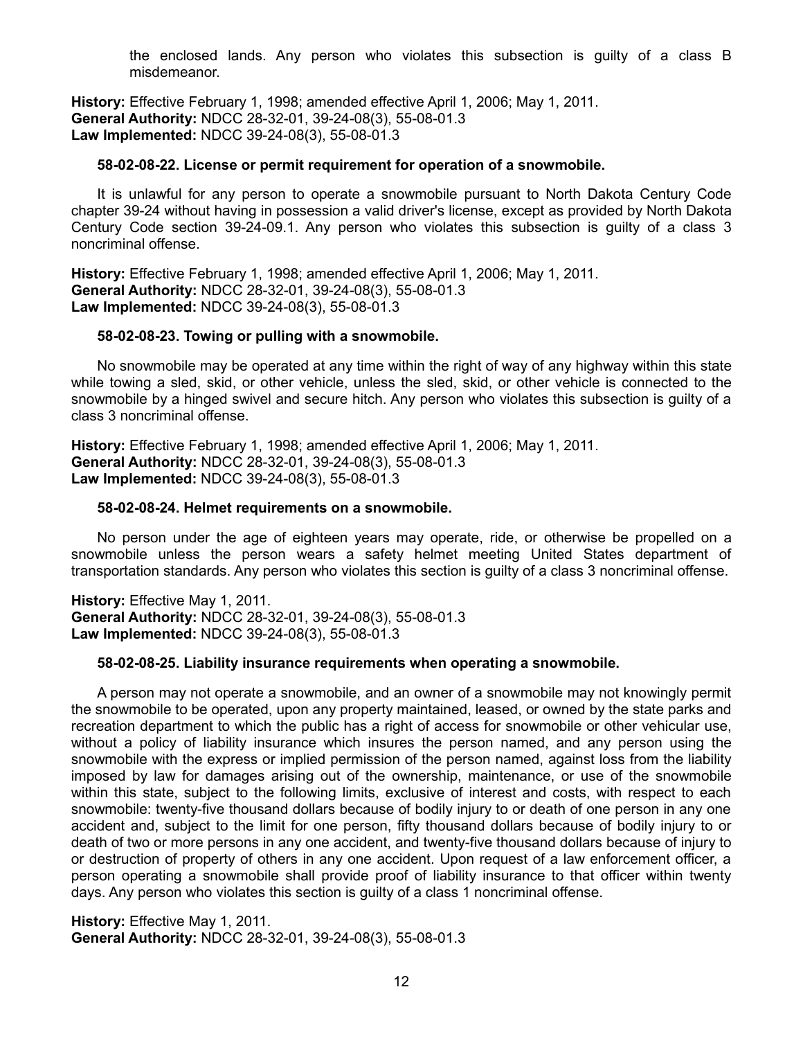the enclosed lands. Any person who violates this subsection is guilty of a class B misdemeanor.

**History:** Effective February 1, 1998; amended effective April 1, 2006; May 1, 2011.
**General Authority:** NDCC 28-32-01, 39-24-08(3), 55-08-01.3
**Law Implemented:** NDCC 39-24-08(3), 55-08-01.3

**58-02-08-22. License or permit requirement for operation of a snowmobile.**

It is unlawful for any person to operate a snowmobile pursuant to North Dakota Century Code chapter 39-24 without having in possession a valid driver's license, except as provided by North Dakota Century Code section 39-24-09.1. Any person who violates this subsection is guilty of a class 3 noncriminal offense.

**History:** Effective February 1, 1998; amended effective April 1, 2006; May 1, 2011.
**General Authority:** NDCC 28-32-01, 39-24-08(3), 55-08-01.3
**Law Implemented:** NDCC 39-24-08(3), 55-08-01.3

**58-02-08-23. Towing or pulling with a snowmobile.**

No snowmobile may be operated at any time within the right of way of any highway within this state while towing a sled, skid, or other vehicle, unless the sled, skid, or other vehicle is connected to the snowmobile by a hinged swivel and secure hitch. Any person who violates this subsection is guilty of a class 3 noncriminal offense.

**History:** Effective February 1, 1998; amended effective April 1, 2006; May 1, 2011.
**General Authority:** NDCC 28-32-01, 39-24-08(3), 55-08-01.3
**Law Implemented:** NDCC 39-24-08(3), 55-08-01.3

**58-02-08-24. Helmet requirements on a snowmobile.**

No person under the age of eighteen years may operate, ride, or otherwise be propelled on a snowmobile unless the person wears a safety helmet meeting United States department of transportation standards. Any person who violates this section is guilty of a class 3 noncriminal offense.

**History:** Effective May 1, 2011.
**General Authority:** NDCC 28-32-01, 39-24-08(3), 55-08-01.3
**Law Implemented:** NDCC 39-24-08(3), 55-08-01.3

**58-02-08-25. Liability insurance requirements when operating a snowmobile.**

A person may not operate a snowmobile, and an owner of a snowmobile may not knowingly permit the snowmobile to be operated, upon any property maintained, leased, or owned by the state parks and recreation department to which the public has a right of access for snowmobile or other vehicular use, without a policy of liability insurance which insures the person named, and any person using the snowmobile with the express or implied permission of the person named, against loss from the liability imposed by law for damages arising out of the ownership, maintenance, or use of the snowmobile within this state, subject to the following limits, exclusive of interest and costs, with respect to each snowmobile: twenty-five thousand dollars because of bodily injury to or death of one person in any one accident and, subject to the limit for one person, fifty thousand dollars because of bodily injury to or death of two or more persons in any one accident, and twenty-five thousand dollars because of injury to or destruction of property of others in any one accident. Upon request of a law enforcement officer, a person operating a snowmobile shall provide proof of liability insurance to that officer within twenty days. Any person who violates this section is guilty of a class 1 noncriminal offense.

**History:** Effective May 1, 2011.
**General Authority:** NDCC 28-32-01, 39-24-08(3), 55-08-01.3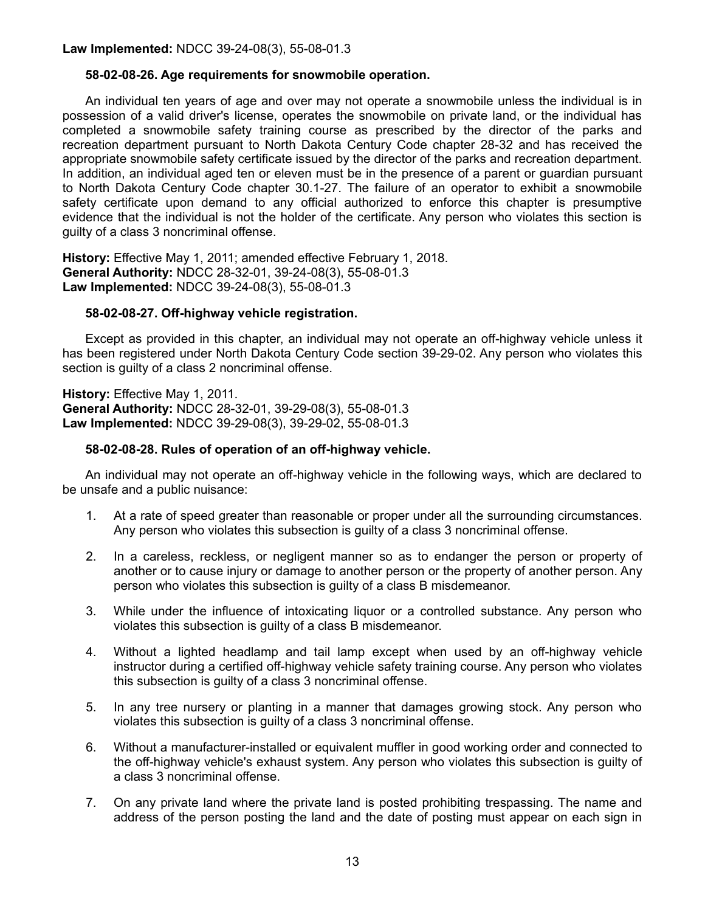**Law Implemented:** NDCC 39-24-08(3), 55-08-01.3

**58-02-08-26. Age requirements for snowmobile operation.**

An individual ten years of age and over may not operate a snowmobile unless the individual is in possession of a valid driver's license, operates the snowmobile on private land, or the individual has completed a snowmobile safety training course as prescribed by the director of the parks and recreation department pursuant to North Dakota Century Code chapter 28-32 and has received the appropriate snowmobile safety certificate issued by the director of the parks and recreation department. In addition, an individual aged ten or eleven must be in the presence of a parent or guardian pursuant to North Dakota Century Code chapter 30.1-27. The failure of an operator to exhibit a snowmobile safety certificate upon demand to any official authorized to enforce this chapter is presumptive evidence that the individual is not the holder of the certificate. Any person who violates this section is guilty of a class 3 noncriminal offense.

**History:** Effective May 1, 2011; amended effective February 1, 2018.
**General Authority:** NDCC 28-32-01, 39-24-08(3), 55-08-01.3
**Law Implemented:** NDCC 39-24-08(3), 55-08-01.3

**58-02-08-27. Off-highway vehicle registration.**

Except as provided in this chapter, an individual may not operate an off-highway vehicle unless it has been registered under North Dakota Century Code section 39-29-02. Any person who violates this section is guilty of a class 2 noncriminal offense.

**History:** Effective May 1, 2011.
**General Authority:** NDCC 28-32-01, 39-29-08(3), 55-08-01.3
**Law Implemented:** NDCC 39-29-08(3), 39-29-02, 55-08-01.3

**58-02-08-28. Rules of operation of an off-highway vehicle.**

An individual may not operate an off-highway vehicle in the following ways, which are declared to be unsafe and a public nuisance:

1. At a rate of speed greater than reasonable or proper under all the surrounding circumstances. Any person who violates this subsection is guilty of a class 3 noncriminal offense.

2. In a careless, reckless, or negligent manner so as to endanger the person or property of another or to cause injury or damage to another person or the property of another person. Any person who violates this subsection is guilty of a class B misdemeanor.

3. While under the influence of intoxicating liquor or a controlled substance. Any person who violates this subsection is guilty of a class B misdemeanor.

4. Without a lighted headlamp and tail lamp except when used by an off-highway vehicle instructor during a certified off-highway vehicle safety training course. Any person who violates this subsection is guilty of a class 3 noncriminal offense.

5. In any tree nursery or planting in a manner that damages growing stock. Any person who violates this subsection is guilty of a class 3 noncriminal offense.

6. Without a manufacturer-installed or equivalent muffler in good working order and connected to the off-highway vehicle's exhaust system. Any person who violates this subsection is guilty of a class 3 noncriminal offense.

7. On any private land where the private land is posted prohibiting trespassing. The name and address of the person posting the land and the date of posting must appear on each sign in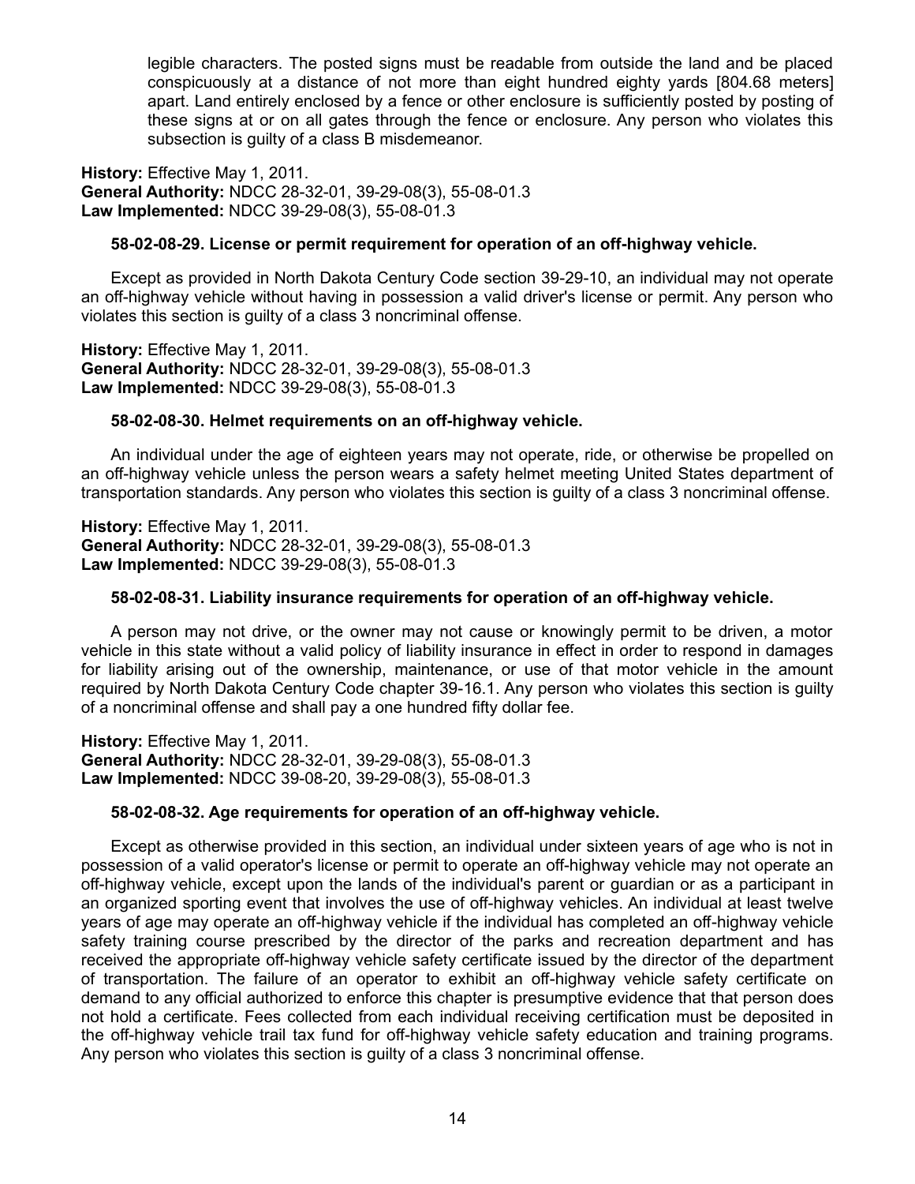legible characters. The posted signs must be readable from outside the land and be placed conspicuously at a distance of not more than eight hundred eighty yards [804.68 meters] apart. Land entirely enclosed by a fence or other enclosure is sufficiently posted by posting of these signs at or on all gates through the fence or enclosure. Any person who violates this subsection is guilty of a class B misdemeanor.

**History:** Effective May 1, 2011.
**General Authority:** NDCC 28-32-01, 39-29-08(3), 55-08-01.3
**Law Implemented:** NDCC 39-29-08(3), 55-08-01.3

**58-02-08-29. License or permit requirement for operation of an off-highway vehicle.**

Except as provided in North Dakota Century Code section 39-29-10, an individual may not operate an off-highway vehicle without having in possession a valid driver's license or permit. Any person who violates this section is guilty of a class 3 noncriminal offense.

**History:** Effective May 1, 2011.
**General Authority:** NDCC 28-32-01, 39-29-08(3), 55-08-01.3
**Law Implemented:** NDCC 39-29-08(3), 55-08-01.3

**58-02-08-30. Helmet requirements on an off-highway vehicle.**

An individual under the age of eighteen years may not operate, ride, or otherwise be propelled on an off-highway vehicle unless the person wears a safety helmet meeting United States department of transportation standards. Any person who violates this section is guilty of a class 3 noncriminal offense.

**History:** Effective May 1, 2011.
**General Authority:** NDCC 28-32-01, 39-29-08(3), 55-08-01.3
**Law Implemented:** NDCC 39-29-08(3), 55-08-01.3

**58-02-08-31. Liability insurance requirements for operation of an off-highway vehicle.**

A person may not drive, or the owner may not cause or knowingly permit to be driven, a motor vehicle in this state without a valid policy of liability insurance in effect in order to respond in damages for liability arising out of the ownership, maintenance, or use of that motor vehicle in the amount required by North Dakota Century Code chapter 39-16.1. Any person who violates this section is guilty of a noncriminal offense and shall pay a one hundred fifty dollar fee.

**History:** Effective May 1, 2011.
**General Authority:** NDCC 28-32-01, 39-29-08(3), 55-08-01.3
**Law Implemented:** NDCC 39-08-20, 39-29-08(3), 55-08-01.3

**58-02-08-32. Age requirements for operation of an off-highway vehicle.**

Except as otherwise provided in this section, an individual under sixteen years of age who is not in possession of a valid operator's license or permit to operate an off-highway vehicle may not operate an off-highway vehicle, except upon the lands of the individual's parent or guardian or as a participant in an organized sporting event that involves the use of off-highway vehicles. An individual at least twelve years of age may operate an off-highway vehicle if the individual has completed an off-highway vehicle safety training course prescribed by the director of the parks and recreation department and has received the appropriate off-highway vehicle safety certificate issued by the director of the department of transportation. The failure of an operator to exhibit an off-highway vehicle safety certificate on demand to any official authorized to enforce this chapter is presumptive evidence that that person does not hold a certificate. Fees collected from each individual receiving certification must be deposited in the off-highway vehicle trail tax fund for off-highway vehicle safety education and training programs. Any person who violates this section is guilty of a class 3 noncriminal offense.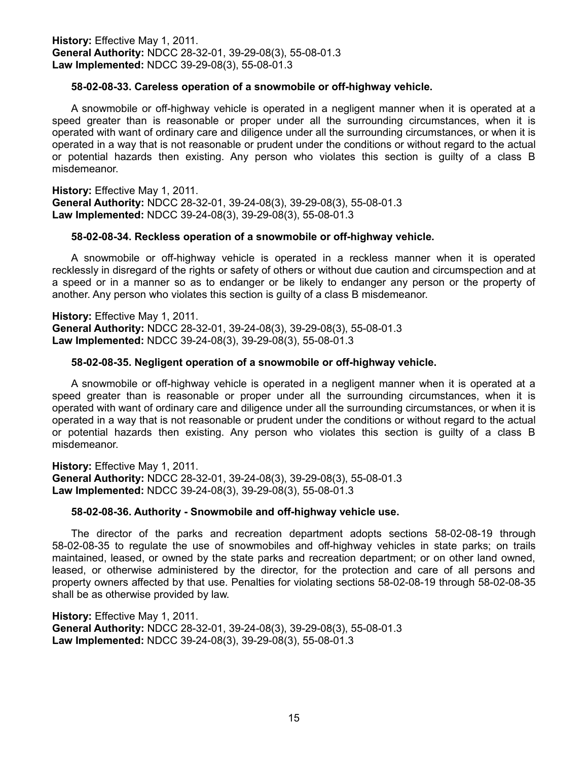**History:** Effective May 1, 2011.
**General Authority:** NDCC 28-32-01, 39-29-08(3), 55-08-01.3
**Law Implemented:** NDCC 39-29-08(3), 55-08-01.3

### 58-02-08-33. Careless operation of a snowmobile or off-highway vehicle.

A snowmobile or off-highway vehicle is operated in a negligent manner when it is operated at a speed greater than is reasonable or proper under all the surrounding circumstances, when it is operated with want of ordinary care and diligence under all the surrounding circumstances, or when it is operated in a way that is not reasonable or prudent under the conditions or without regard to the actual or potential hazards then existing. Any person who violates this section is guilty of a class B misdemeanor.

**History:** Effective May 1, 2011.
**General Authority:** NDCC 28-32-01, 39-24-08(3), 39-29-08(3), 55-08-01.3
**Law Implemented:** NDCC 39-24-08(3), 39-29-08(3), 55-08-01.3

### 58-02-08-34. Reckless operation of a snowmobile or off-highway vehicle.

A snowmobile or off-highway vehicle is operated in a reckless manner when it is operated recklessly in disregard of the rights or safety of others or without due caution and circumspection and at a speed or in a manner so as to endanger or be likely to endanger any person or the property of another. Any person who violates this section is guilty of a class B misdemeanor.

**History:** Effective May 1, 2011.
**General Authority:** NDCC 28-32-01, 39-24-08(3), 39-29-08(3), 55-08-01.3
**Law Implemented:** NDCC 39-24-08(3), 39-29-08(3), 55-08-01.3

### 58-02-08-35. Negligent operation of a snowmobile or off-highway vehicle.

A snowmobile or off-highway vehicle is operated in a negligent manner when it is operated at a speed greater than is reasonable or proper under all the surrounding circumstances, when it is operated with want of ordinary care and diligence under all the surrounding circumstances, or when it is operated in a way that is not reasonable or prudent under the conditions or without regard to the actual or potential hazards then existing. Any person who violates this section is guilty of a class B misdemeanor.

**History:** Effective May 1, 2011.
**General Authority:** NDCC 28-32-01, 39-24-08(3), 39-29-08(3), 55-08-01.3
**Law Implemented:** NDCC 39-24-08(3), 39-29-08(3), 55-08-01.3

### 58-02-08-36. Authority - Snowmobile and off-highway vehicle use.

The director of the parks and recreation department adopts sections 58-02-08-19 through 58-02-08-35 to regulate the use of snowmobiles and off-highway vehicles in state parks; on trails maintained, leased, or owned by the state parks and recreation department; or on other land owned, leased, or otherwise administered by the director, for the protection and care of all persons and property owners affected by that use. Penalties for violating sections 58-02-08-19 through 58-02-08-35 shall be as otherwise provided by law.

**History:** Effective May 1, 2011.
**General Authority:** NDCC 28-32-01, 39-24-08(3), 39-29-08(3), 55-08-01.3
**Law Implemented:** NDCC 39-24-08(3), 39-29-08(3), 55-08-01.3